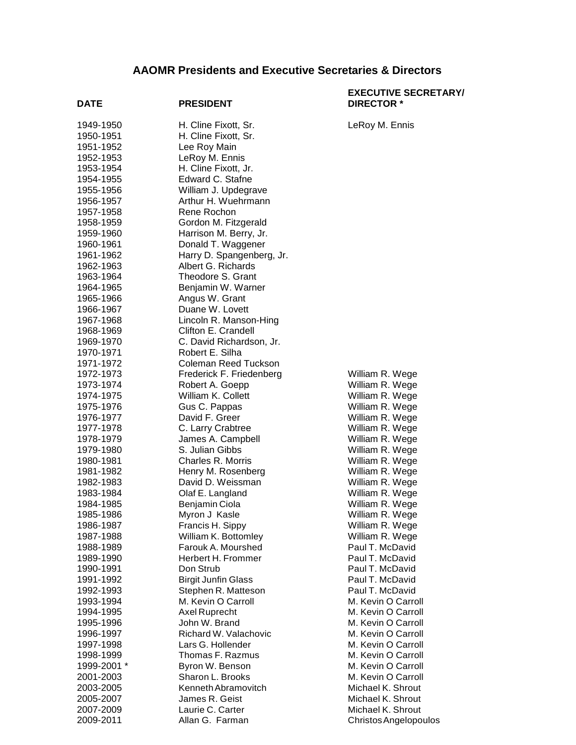# AAOMR Presidents and Executive Secretaries & Directors

| DATE | PRESIDENT | EXECUTIVE SECRETARY/ DIRECTOR * |
|---|---|---|
| 1949-1950 | H. Cline Fixott, Sr. | LeRoy M. Ennis |
| 1950-1951 | H. Cline Fixott, Sr. | |
| 1951-1952 | Lee Roy Main | |
| 1952-1953 | LeRoy M. Ennis | |
| 1953-1954 | H. Cline Fixott, Jr. | |
| 1954-1955 | Edward C. Stafne | |
| 1955-1956 | William J. Updegrave | |
| 1956-1957 | Arthur H. Wuehrmann | |
| 1957-1958 | Rene Rochon | |
| 1958-1959 | Gordon M. Fitzgerald | |
| 1959-1960 | Harrison M. Berry, Jr. | |
| 1960-1961 | Donald T. Waggener | |
| 1961-1962 | Harry D. Spangenberg, Jr. | |
| 1962-1963 | Albert G. Richards | |
| 1963-1964 | Theodore S. Grant | |
| 1964-1965 | Benjamin W. Warner | |
| 1965-1966 | Angus W. Grant | |
| 1966-1967 | Duane W. Lovett | |
| 1967-1968 | Lincoln R. Manson-Hing | |
| 1968-1969 | Clifton E. Crandell | |
| 1969-1970 | C. David Richardson, Jr. | |
| 1970-1971 | Robert E. Silha | |
| 1971-1972 | Coleman Reed Tuckson | |
| 1972-1973 | Frederick F. Friedenberg | William R. Wege |
| 1973-1974 | Robert A. Goepp | William R. Wege |
| 1974-1975 | William K. Collett | William R. Wege |
| 1975-1976 | Gus C. Pappas | William R. Wege |
| 1976-1977 | David F. Greer | William R. Wege |
| 1977-1978 | C. Larry Crabtree | William R. Wege |
| 1978-1979 | James A. Campbell | William R. Wege |
| 1979-1980 | S. Julian Gibbs | William R. Wege |
| 1980-1981 | Charles R. Morris | William R. Wege |
| 1981-1982 | Henry M. Rosenberg | William R. Wege |
| 1982-1983 | David D. Weissman | William R. Wege |
| 1983-1984 | Olaf E. Langland | William R. Wege |
| 1984-1985 | Benjamin Ciola | William R. Wege |
| 1985-1986 | Myron J Kasle | William R. Wege |
| 1986-1987 | Francis H. Sippy | William R. Wege |
| 1987-1988 | William K. Bottomley | William R. Wege |
| 1988-1989 | Farouk A. Mourshed | Paul T. McDavid |
| 1989-1990 | Herbert H. Frommer | Paul T. McDavid |
| 1990-1991 | Don Strub | Paul T. McDavid |
| 1991-1992 | Birgit Junfin Glass | Paul T. McDavid |
| 1992-1993 | Stephen R. Matteson | Paul T. McDavid |
| 1993-1994 | M. Kevin O Carroll | M. Kevin O Carroll |
| 1994-1995 | Axel Ruprecht | M. Kevin O Carroll |
| 1995-1996 | John W. Brand | M. Kevin O Carroll |
| 1996-1997 | Richard W. Valachovic | M. Kevin O Carroll |
| 1997-1998 | Lars G. Hollender | M. Kevin O Carroll |
| 1998-1999 | Thomas F. Razmus | M. Kevin O Carroll |
| 1999-2001 * | Byron W. Benson | M. Kevin O Carroll |
| 2001-2003 | Sharon L. Brooks | M. Kevin O Carroll |
| 2003-2005 | Kenneth Abramovitch | Michael K. Shrout |
| 2005-2007 | James R. Geist | Michael K. Shrout |
| 2007-2009 | Laurie C. Carter | Michael K. Shrout |
| 2009-2011 | Allan G. Farman | Christos Angelopoulos |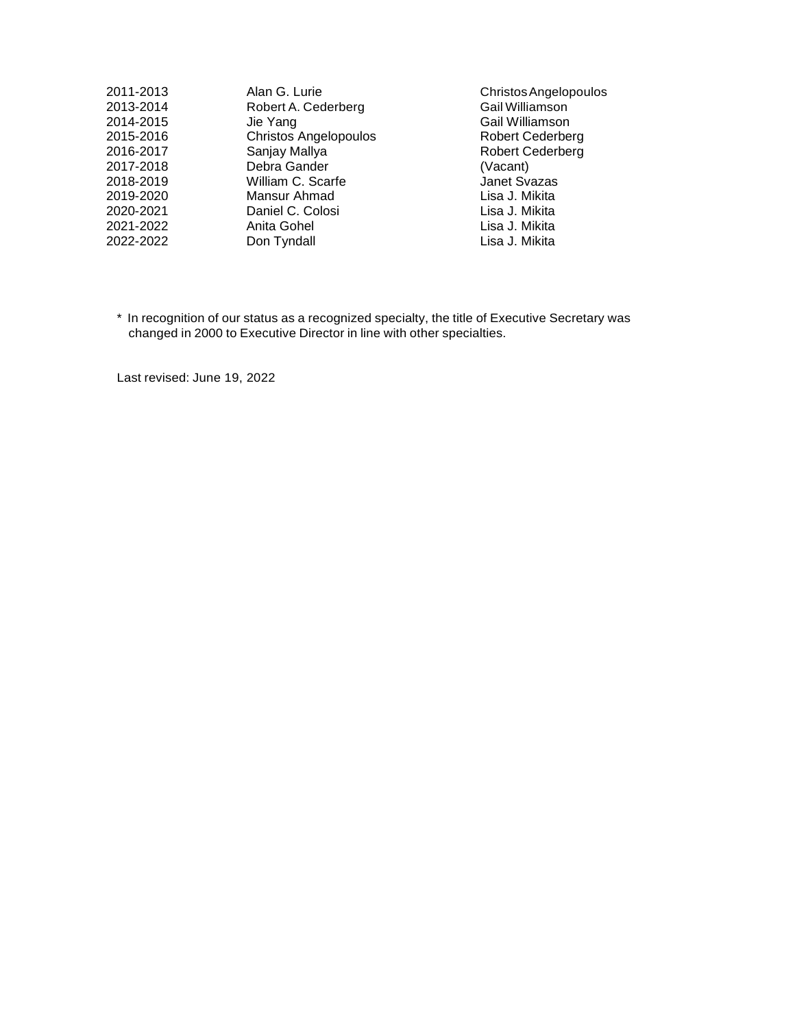| | | |
|---|---|---|
| 2011-2013 | Alan G. Lurie | Christos Angelopoulos |
| 2013-2014 | Robert A. Cederberg | Gail Williamson |
| 2014-2015 | Jie Yang | Gail Williamson |
| 2015-2016 | Christos Angelopoulos | Robert Cederberg |
| 2016-2017 | Sanjay Mallya | Robert Cederberg |
| 2017-2018 | Debra Gander | (Vacant) |
| 2018-2019 | William C. Scarfe | Janet Svazas |
| 2019-2020 | Mansur Ahmad | Lisa J. Mikita |
| 2020-2021 | Daniel C. Colosi | Lisa J. Mikita |
| 2021-2022 | Anita Gohel | Lisa J. Mikita |
| 2022-2022 | Don Tyndall | Lisa J. Mikita |

* In recognition of our status as a recognized specialty, the title of Executive Secretary was changed in 2000 to Executive Director in line with other specialties.

Last revised: June 19, 2022